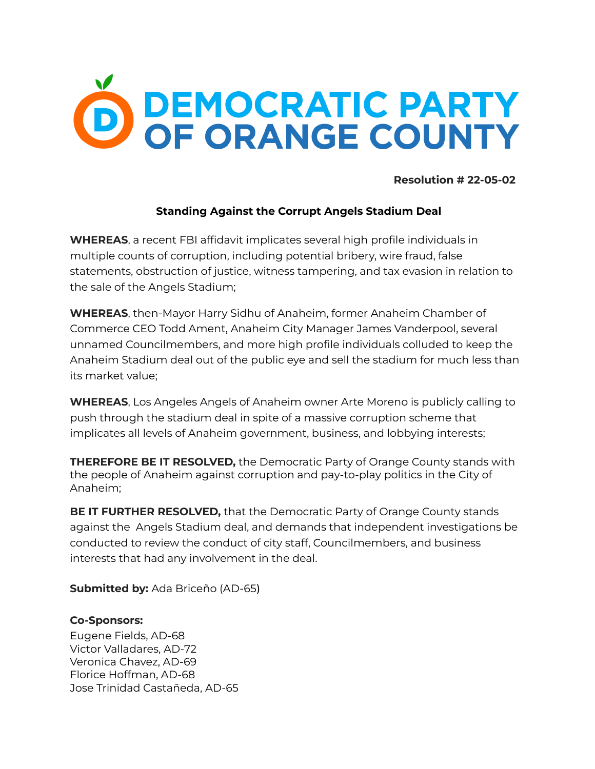# DEMOCRATIC PARTY OF ORANGE COUNTY

**Resolution # 22-05-02**

**Standing Against the Corrupt Angels Stadium Deal**

**WHEREAS**, a recent FBI affidavit implicates several high profile individuals in multiple counts of corruption, including potential bribery, wire fraud, false statements, obstruction of justice, witness tampering, and tax evasion in relation to the sale of the Angels Stadium;

**WHEREAS**, then-Mayor Harry Sidhu of Anaheim, former Anaheim Chamber of Commerce CEO Todd Ament, Anaheim City Manager James Vanderpool, several unnamed Councilmembers, and more high profile individuals colluded to keep the Anaheim Stadium deal out of the public eye and sell the stadium for much less than its market value;

**WHEREAS**, Los Angeles Angels of Anaheim owner Arte Moreno is publicly calling to push through the stadium deal in spite of a massive corruption scheme that implicates all levels of Anaheim government, business, and lobbying interests;

**THEREFORE BE IT RESOLVED,** the Democratic Party of Orange County stands with the people of Anaheim against corruption and pay-to-play politics in the City of Anaheim;

**BE IT FURTHER RESOLVED,** that the Democratic Party of Orange County stands against the Angels Stadium deal, and demands that independent investigations be conducted to review the conduct of city staff, Councilmembers, and business interests that had any involvement in the deal.

**Submitted by:** Ada Briceño (AD-65)

**Co-Sponsors:**
Eugene Fields, AD-68
Victor Valladares, AD-72
Veronica Chavez, AD-69
Florice Hoffman, AD-68
Jose Trinidad Castañeda, AD-65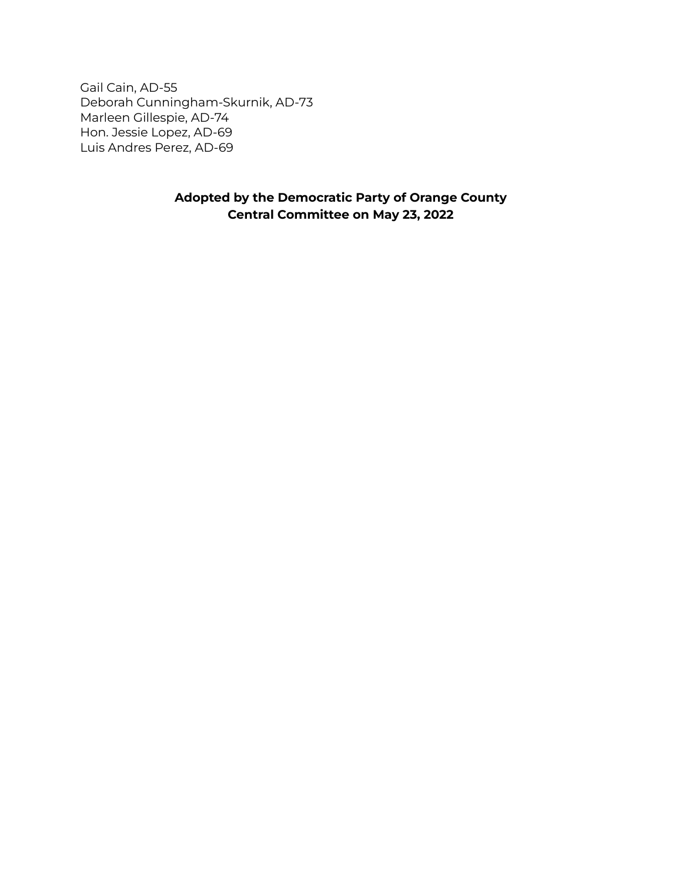Gail Cain, AD-55
Deborah Cunningham-Skurnik, AD-73
Marleen Gillespie, AD-74
Hon. Jessie Lopez, AD-69
Luis Andres Perez, AD-69

**Adopted by the Democratic Party of Orange County Central Committee on May 23, 2022**